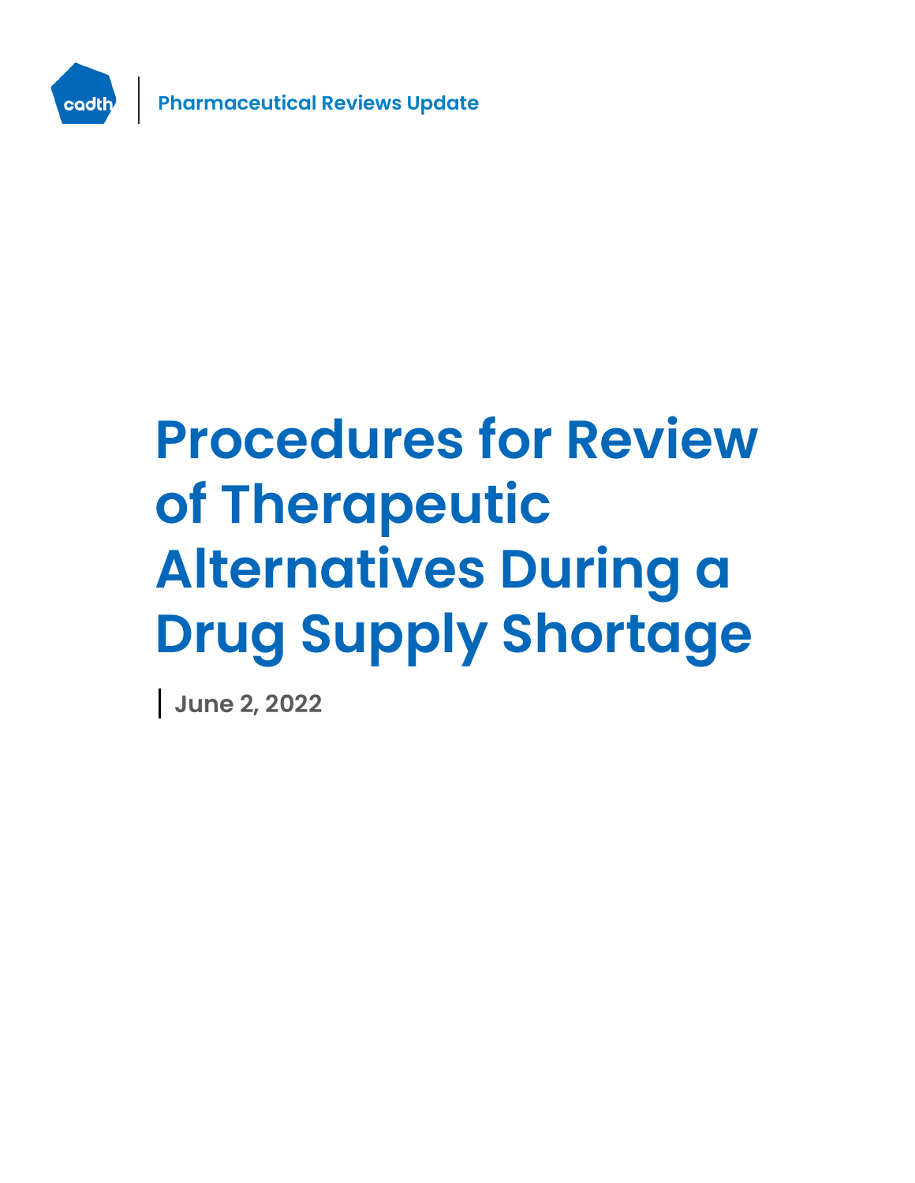Pharmaceutical Reviews Update

# Procedures for Review of Therapeutic Alternatives During a Drug Supply Shortage

June 2, 2022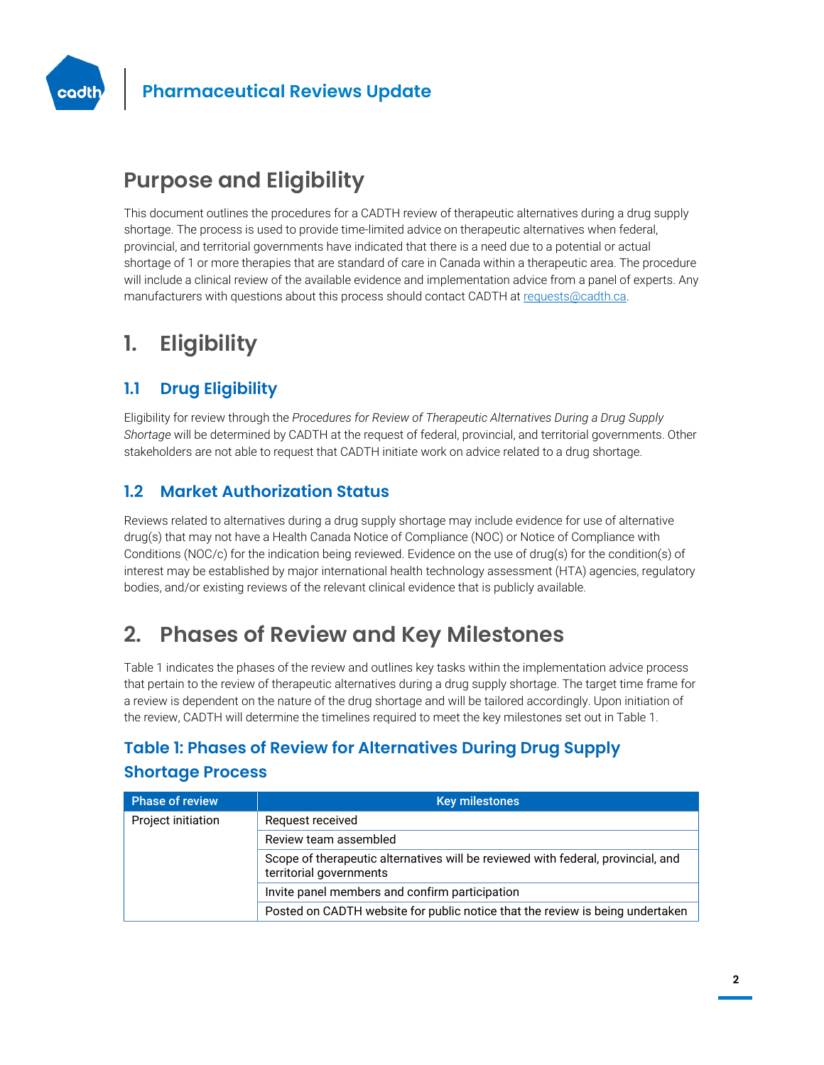# Purpose and Eligibility

This document outlines the procedures for a CADTH review of therapeutic alternatives during a drug supply shortage. The process is used to provide time-limited advice on therapeutic alternatives when federal, provincial, and territorial governments have indicated that there is a need due to a potential or actual shortage of 1 or more therapies that are standard of care in Canada within a therapeutic area. The procedure will include a clinical review of the available evidence and implementation advice from a panel of experts. Any manufacturers with questions about this process should contact CADTH at requests@cadth.ca.

# 1. Eligibility

## 1.1 Drug Eligibility

Eligibility for review through the *Procedures for Review of Therapeutic Alternatives During a Drug Supply Shortage* will be determined by CADTH at the request of federal, provincial, and territorial governments. Other stakeholders are not able to request that CADTH initiate work on advice related to a drug shortage.

## 1.2 Market Authorization Status

Reviews related to alternatives during a drug supply shortage may include evidence for use of alternative drug(s) that may not have a Health Canada Notice of Compliance (NOC) or Notice of Compliance with Conditions (NOC/c) for the indication being reviewed. Evidence on the use of drug(s) for the condition(s) of interest may be established by major international health technology assessment (HTA) agencies, regulatory bodies, and/or existing reviews of the relevant clinical evidence that is publicly available.

# 2. Phases of Review and Key Milestones

Table 1 indicates the phases of the review and outlines key tasks within the implementation advice process that pertain to the review of therapeutic alternatives during a drug supply shortage. The target time frame for a review is dependent on the nature of the drug shortage and will be tailored accordingly. Upon initiation of the review, CADTH will determine the timelines required to meet the key milestones set out in Table 1.

## Table 1: Phases of Review for Alternatives During Drug Supply Shortage Process

| Phase of review | Key milestones |
| --- | --- |
| Project initiation | Request received |
| | Review team assembled |
| | Scope of therapeutic alternatives will be reviewed with federal, provincial, and territorial governments |
| | Invite panel members and confirm participation |
| | Posted on CADTH website for public notice that the review is being undertaken |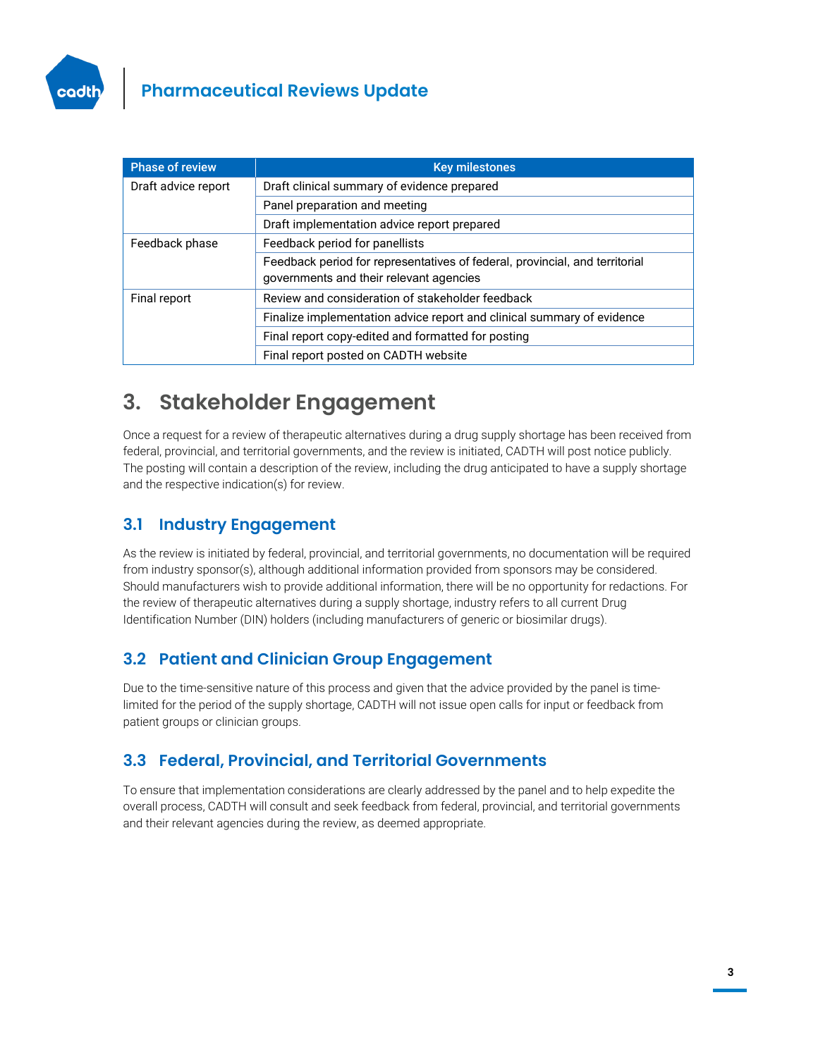| Phase of review | Key milestones |
| --- | --- |
| Draft advice report | Draft clinical summary of evidence prepared |
| | Panel preparation and meeting |
| | Draft implementation advice report prepared |
| Feedback phase | Feedback period for panellists |
| | Feedback period for representatives of federal, provincial, and territorial governments and their relevant agencies |
| Final report | Review and consideration of stakeholder feedback |
| | Finalize implementation advice report and clinical summary of evidence |
| | Final report copy-edited and formatted for posting |
| | Final report posted on CADTH website |

# 3. Stakeholder Engagement

Once a request for a review of therapeutic alternatives during a drug supply shortage has been received from federal, provincial, and territorial governments, and the review is initiated, CADTH will post notice publicly. The posting will contain a description of the review, including the drug anticipated to have a supply shortage and the respective indication(s) for review.

## 3.1 Industry Engagement

As the review is initiated by federal, provincial, and territorial governments, no documentation will be required from industry sponsor(s), although additional information provided from sponsors may be considered. Should manufacturers wish to provide additional information, there will be no opportunity for redactions. For the review of therapeutic alternatives during a supply shortage, industry refers to all current Drug Identification Number (DIN) holders (including manufacturers of generic or biosimilar drugs).

## 3.2 Patient and Clinician Group Engagement

Due to the time-sensitive nature of this process and given that the advice provided by the panel is time-limited for the period of the supply shortage, CADTH will not issue open calls for input or feedback from patient groups or clinician groups.

## 3.3 Federal, Provincial, and Territorial Governments

To ensure that implementation considerations are clearly addressed by the panel and to help expedite the overall process, CADTH will consult and seek feedback from federal, provincial, and territorial governments and their relevant agencies during the review, as deemed appropriate.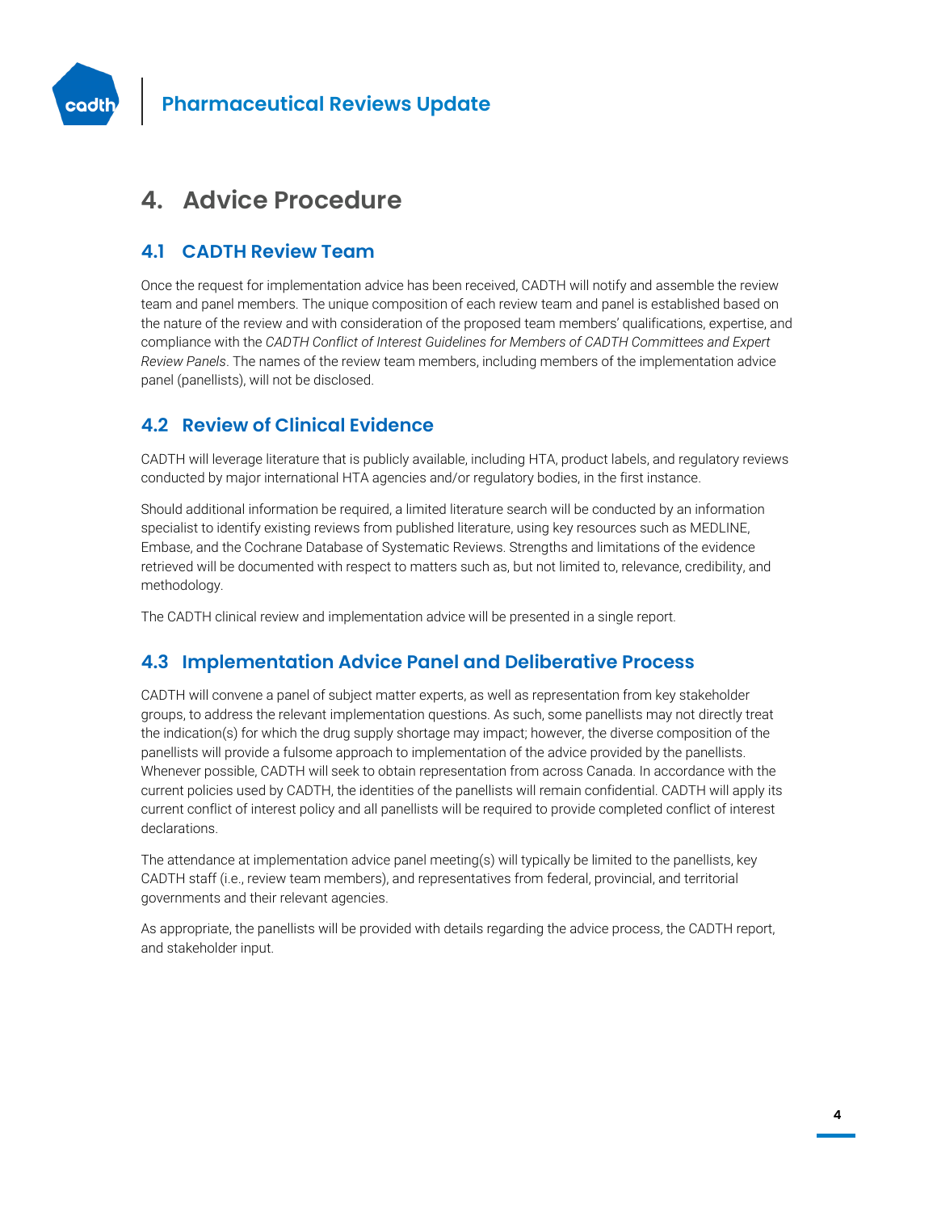# 4. Advice Procedure

## 4.1 CADTH Review Team

Once the request for implementation advice has been received, CADTH will notify and assemble the review team and panel members. The unique composition of each review team and panel is established based on the nature of the review and with consideration of the proposed team members' qualifications, expertise, and compliance with the *CADTH Conflict of Interest Guidelines for Members of CADTH Committees and Expert Review Panels*. The names of the review team members, including members of the implementation advice panel (panellists), will not be disclosed.

## 4.2 Review of Clinical Evidence

CADTH will leverage literature that is publicly available, including HTA, product labels, and regulatory reviews conducted by major international HTA agencies and/or regulatory bodies, in the first instance.

Should additional information be required, a limited literature search will be conducted by an information specialist to identify existing reviews from published literature, using key resources such as MEDLINE, Embase, and the Cochrane Database of Systematic Reviews. Strengths and limitations of the evidence retrieved will be documented with respect to matters such as, but not limited to, relevance, credibility, and methodology.

The CADTH clinical review and implementation advice will be presented in a single report.

## 4.3 Implementation Advice Panel and Deliberative Process

CADTH will convene a panel of subject matter experts, as well as representation from key stakeholder groups, to address the relevant implementation questions. As such, some panellists may not directly treat the indication(s) for which the drug supply shortage may impact; however, the diverse composition of the panellists will provide a fulsome approach to implementation of the advice provided by the panellists. Whenever possible, CADTH will seek to obtain representation from across Canada. In accordance with the current policies used by CADTH, the identities of the panellists will remain confidential. CADTH will apply its current conflict of interest policy and all panellists will be required to provide completed conflict of interest declarations.

The attendance at implementation advice panel meeting(s) will typically be limited to the panellists, key CADTH staff (i.e., review team members), and representatives from federal, provincial, and territorial governments and their relevant agencies.

As appropriate, the panellists will be provided with details regarding the advice process, the CADTH report, and stakeholder input.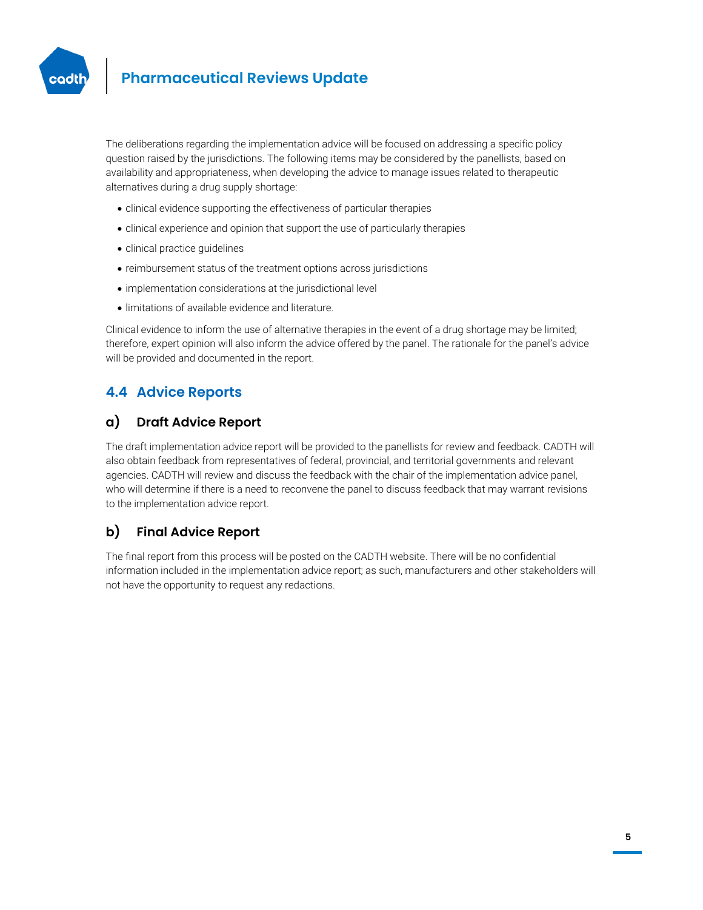The deliberations regarding the implementation advice will be focused on addressing a specific policy question raised by the jurisdictions. The following items may be considered by the panellists, based on availability and appropriateness, when developing the advice to manage issues related to therapeutic alternatives during a drug supply shortage:

- clinical evidence supporting the effectiveness of particular therapies
- clinical experience and opinion that support the use of particularly therapies
- clinical practice guidelines
- reimbursement status of the treatment options across jurisdictions
- implementation considerations at the jurisdictional level
- limitations of available evidence and literature.

Clinical evidence to inform the use of alternative therapies in the event of a drug shortage may be limited; therefore, expert opinion will also inform the advice offered by the panel. The rationale for the panel's advice will be provided and documented in the report.

## 4.4 Advice Reports

### a) Draft Advice Report

The draft implementation advice report will be provided to the panellists for review and feedback. CADTH will also obtain feedback from representatives of federal, provincial, and territorial governments and relevant agencies. CADTH will review and discuss the feedback with the chair of the implementation advice panel, who will determine if there is a need to reconvene the panel to discuss feedback that may warrant revisions to the implementation advice report.

### b) Final Advice Report

The final report from this process will be posted on the CADTH website. There will be no confidential information included in the implementation advice report; as such, manufacturers and other stakeholders will not have the opportunity to request any redactions.